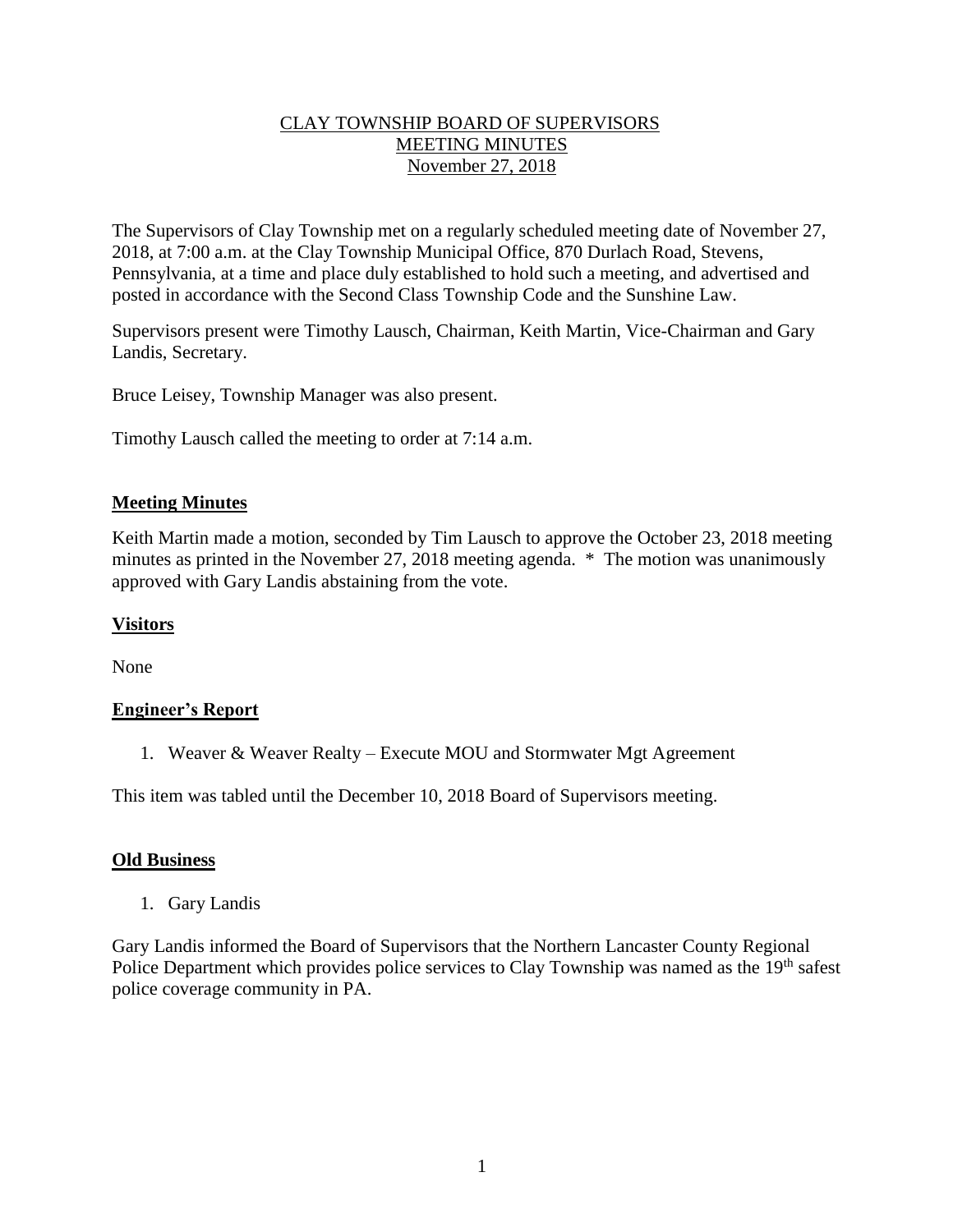# CLAY TOWNSHIP BOARD OF SUPERVISORS
# MEETING MINUTES
# November 27, 2018

The Supervisors of Clay Township met on a regularly scheduled meeting date of November 27, 2018, at 7:00 a.m. at the Clay Township Municipal Office, 870 Durlach Road, Stevens, Pennsylvania, at a time and place duly established to hold such a meeting, and advertised and posted in accordance with the Second Class Township Code and the Sunshine Law.

Supervisors present were Timothy Lausch, Chairman, Keith Martin, Vice-Chairman and Gary Landis, Secretary.

Bruce Leisey, Township Manager was also present.

Timothy Lausch called the meeting to order at 7:14 a.m.

## Meeting Minutes

Keith Martin made a motion, seconded by Tim Lausch to approve the October 23, 2018 meeting minutes as printed in the November 27, 2018 meeting agenda. * The motion was unanimously approved with Gary Landis abstaining from the vote.

## Visitors

None

## Engineer's Report

1. Weaver & Weaver Realty – Execute MOU and Stormwater Mgt Agreement

This item was tabled until the December 10, 2018 Board of Supervisors meeting.

## Old Business

1. Gary Landis

Gary Landis informed the Board of Supervisors that the Northern Lancaster County Regional Police Department which provides police services to Clay Township was named as the 19th safest police coverage community in PA.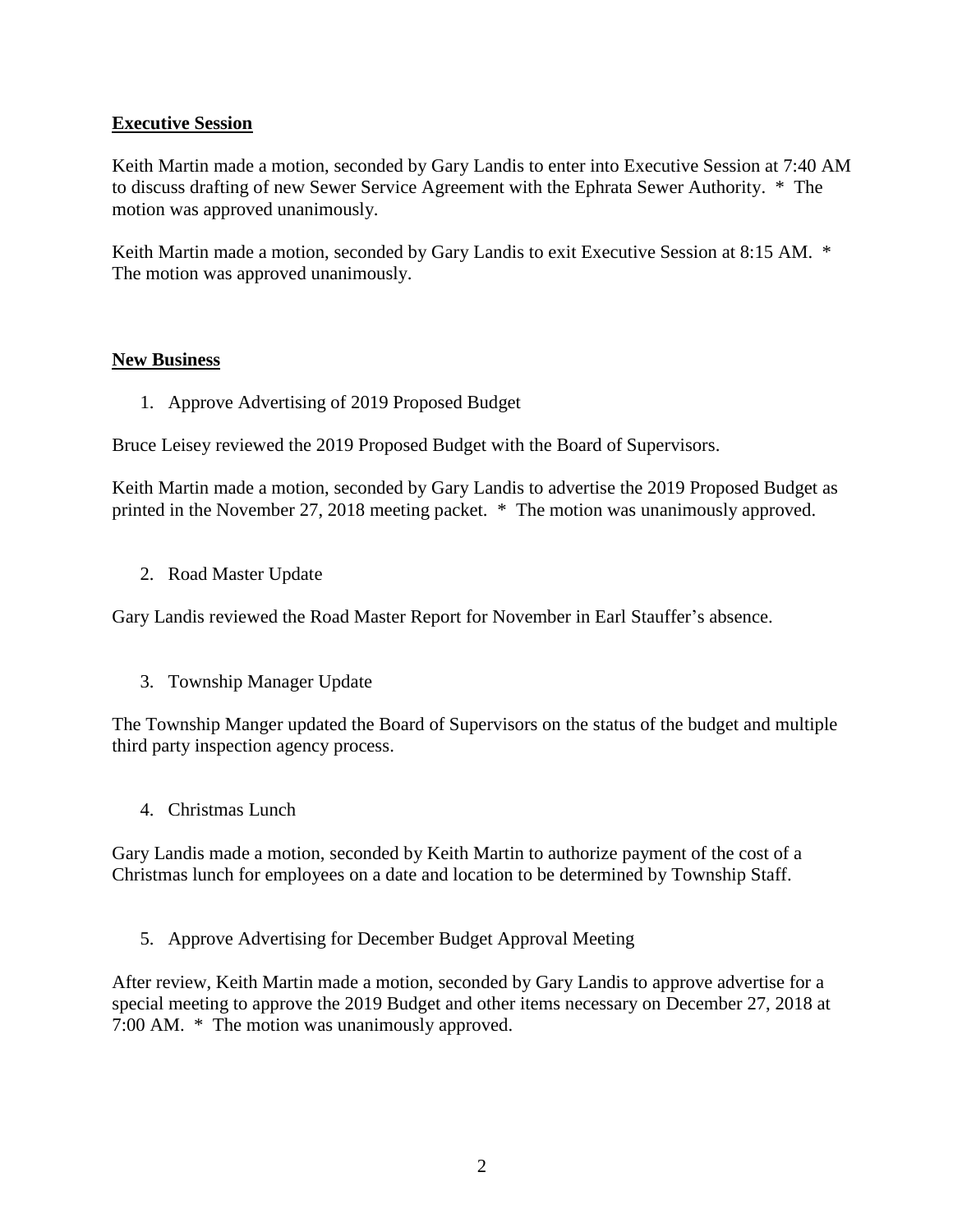**Executive Session**

Keith Martin made a motion, seconded by Gary Landis to enter into Executive Session at 7:40 AM to discuss drafting of new Sewer Service Agreement with the Ephrata Sewer Authority. * The motion was approved unanimously.

Keith Martin made a motion, seconded by Gary Landis to exit Executive Session at 8:15 AM. * The motion was approved unanimously.

**New Business**

1. Approve Advertising of 2019 Proposed Budget

Bruce Leisey reviewed the 2019 Proposed Budget with the Board of Supervisors.

Keith Martin made a motion, seconded by Gary Landis to advertise the 2019 Proposed Budget as printed in the November 27, 2018 meeting packet. * The motion was unanimously approved.

2. Road Master Update

Gary Landis reviewed the Road Master Report for November in Earl Stauffer's absence.

3. Township Manager Update

The Township Manger updated the Board of Supervisors on the status of the budget and multiple third party inspection agency process.

4. Christmas Lunch

Gary Landis made a motion, seconded by Keith Martin to authorize payment of the cost of a Christmas lunch for employees on a date and location to be determined by Township Staff.

5. Approve Advertising for December Budget Approval Meeting

After review, Keith Martin made a motion, seconded by Gary Landis to approve advertise for a special meeting to approve the 2019 Budget and other items necessary on December 27, 2018 at 7:00 AM. * The motion was unanimously approved.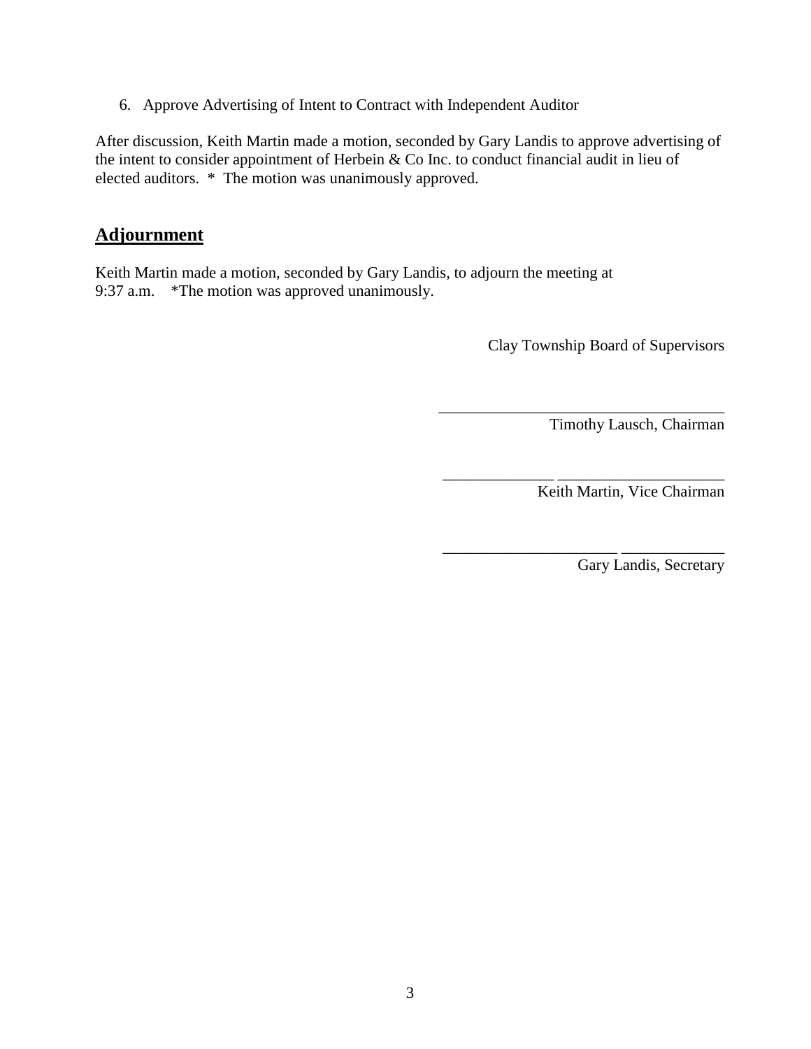6. Approve Advertising of Intent to Contract with Independent Auditor

After discussion, Keith Martin made a motion, seconded by Gary Landis to approve advertising of the intent to consider appointment of Herbein & Co Inc. to conduct financial audit in lieu of elected auditors. * The motion was unanimously approved.

## Adjournment

Keith Martin made a motion, seconded by Gary Landis, to adjourn the meeting at 9:37 a.m. *The motion was approved unanimously.

Clay Township Board of Supervisors

\_\_\_\_\_\_\_\_\_\_\_\_\_\_\_\_\_\_\_\_\_\_\_\_\_\_\_\_\_\_\_\_\_\_\_\_
Timothy Lausch, Chairman

\_\_\_\_\_\_\_\_\_\_\_\_\_\_\_\_\_\_\_\_\_\_\_\_\_\_\_\_\_\_\_\_\_\_\_\_
Keith Martin, Vice Chairman

\_\_\_\_\_\_\_\_\_\_\_\_\_\_\_\_\_\_\_\_\_\_\_\_\_\_\_\_\_\_\_\_\_\_\_\_
Gary Landis, Secretary